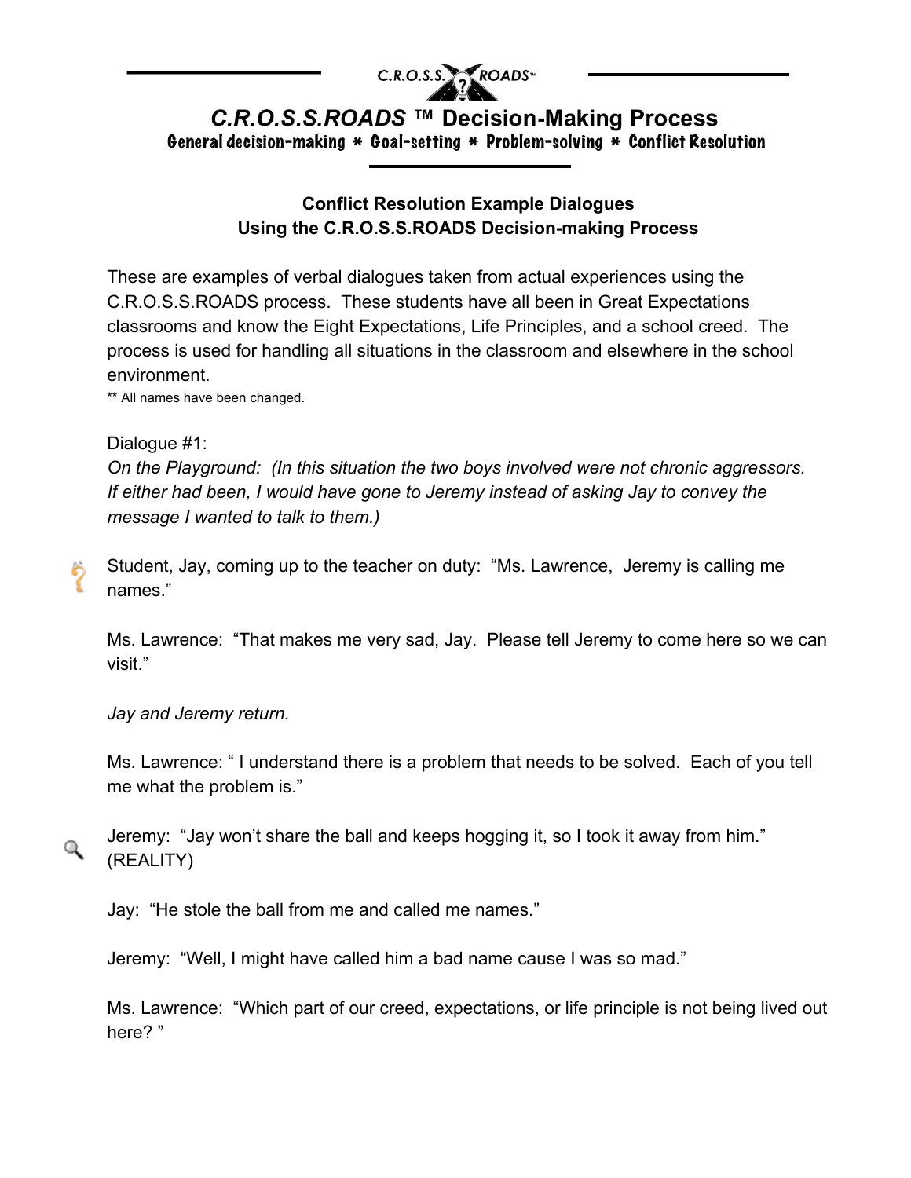# C.R.O.S.S.ROADS ™ Decision-Making Process

General decision-making * Goal-setting * Problem-solving * Conflict Resolution

### Conflict Resolution Example Dialogues
### Using the C.R.O.S.S.ROADS Decision-making Process

These are examples of verbal dialogues taken from actual experiences using the C.R.O.S.S.ROADS process. These students have all been in Great Expectations classrooms and know the Eight Expectations, Life Principles, and a school creed. The process is used for handling all situations in the classroom and elsewhere in the school environment.

** All names have been changed.

Dialogue #1:

*On the Playground: (In this situation the two boys involved were not chronic aggressors. If either had been, I would have gone to Jeremy instead of asking Jay to convey the message I wanted to talk to them.)*

Student, Jay, coming up to the teacher on duty: "Ms. Lawrence, Jeremy is calling me names."

Ms. Lawrence: "That makes me very sad, Jay. Please tell Jeremy to come here so we can visit."

*Jay and Jeremy return.*

Ms. Lawrence: " I understand there is a problem that needs to be solved. Each of you tell me what the problem is."

Jeremy: "Jay won't share the ball and keeps hogging it, so I took it away from him." (REALITY)

Jay: "He stole the ball from me and called me names."

Jeremy: "Well, I might have called him a bad name cause I was so mad."

Ms. Lawrence: "Which part of our creed, expectations, or life principle is not being lived out here? "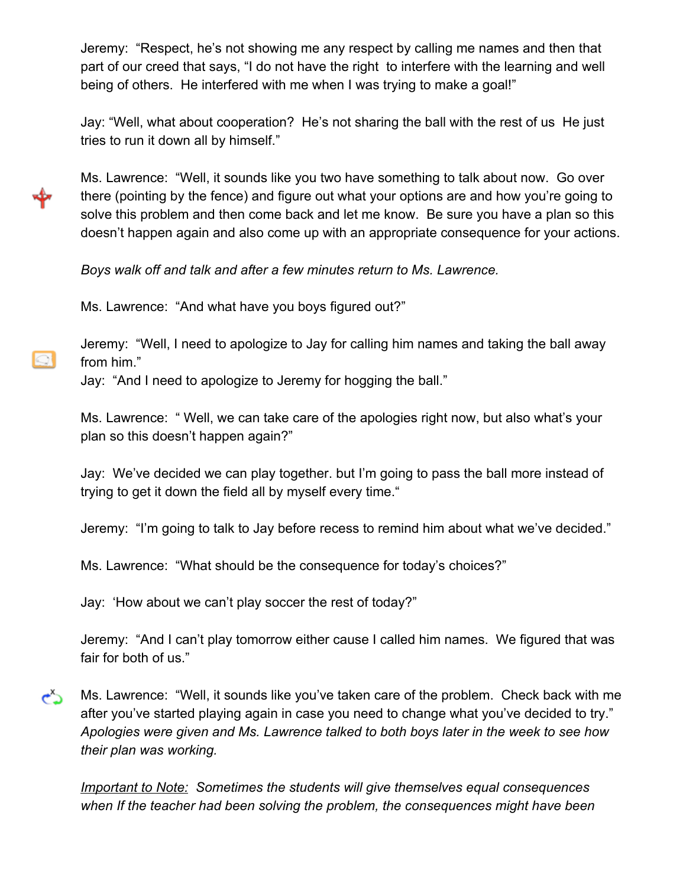Jeremy: "Respect, he's not showing me any respect by calling me names and then that part of our creed that says, "I do not have the right to interfere with the learning and well being of others. He interfered with me when I was trying to make a goal!"

Jay: "Well, what about cooperation? He's not sharing the ball with the rest of us He just tries to run it down all by himself."

Ms. Lawrence: "Well, it sounds like you two have something to talk about now. Go over there (pointing by the fence) and figure out what your options are and how you're going to solve this problem and then come back and let me know. Be sure you have a plan so this doesn't happen again and also come up with an appropriate consequence for your actions.

*Boys walk off and talk and after a few minutes return to Ms. Lawrence.*

Ms. Lawrence: "And what have you boys figured out?"

Jeremy: "Well, I need to apologize to Jay for calling him names and taking the ball away from him."
Jay: "And I need to apologize to Jeremy for hogging the ball."

Ms. Lawrence: " Well, we can take care of the apologies right now, but also what's your plan so this doesn't happen again?"

Jay: We've decided we can play together. but I'm going to pass the ball more instead of trying to get it down the field all by myself every time."

Jeremy: "I'm going to talk to Jay before recess to remind him about what we've decided."

Ms. Lawrence: "What should be the consequence for today's choices?"

Jay: 'How about we can't play soccer the rest of today?"

Jeremy: "And I can't play tomorrow either cause I called him names. We figured that was fair for both of us."

Ms. Lawrence: "Well, it sounds like you've taken care of the problem. Check back with me after you've started playing again in case you need to change what you've decided to try."
*Apologies were given and Ms. Lawrence talked to both boys later in the week to see how their plan was working.*

*<u>Important to Note:</u> Sometimes the students will give themselves equal consequences when If the teacher had been solving the problem, the consequences might have been*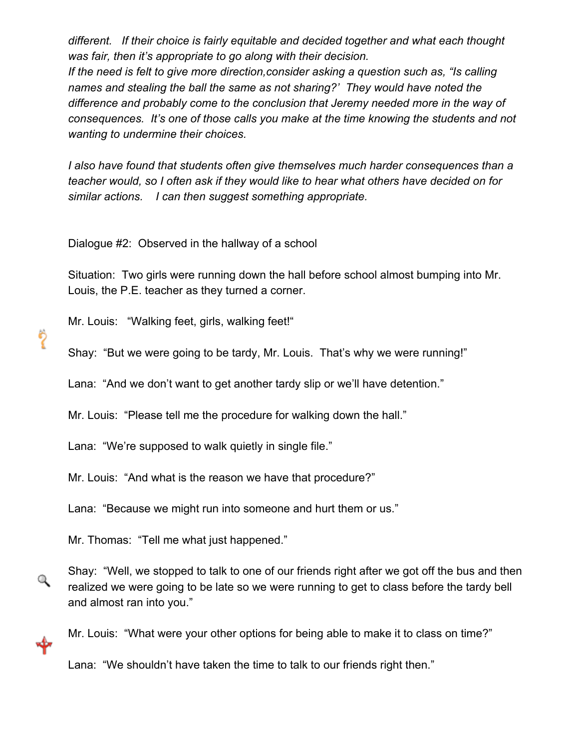*different. If their choice is fairly equitable and decided together and what each thought was fair, then it's appropriate to go along with their decision.*
*If the need is felt to give more direction,consider asking a question such as, "Is calling names and stealing the ball the same as not sharing?' They would have noted the difference and probably come to the conclusion that Jeremy needed more in the way of consequences. It's one of those calls you make at the time knowing the students and not wanting to undermine their choices.*

*I also have found that students often give themselves much harder consequences than a teacher would, so I often ask if they would like to hear what others have decided on for similar actions. I can then suggest something appropriate.*

Dialogue #2: Observed in the hallway of a school

Situation: Two girls were running down the hall before school almost bumping into Mr. Louis, the P.E. teacher as they turned a corner.

Mr. Louis: "Walking feet, girls, walking feet!"

Shay: "But we were going to be tardy, Mr. Louis. That's why we were running!"

Lana: "And we don't want to get another tardy slip or we'll have detention."

Mr. Louis: "Please tell me the procedure for walking down the hall."

Lana: "We're supposed to walk quietly in single file."

Mr. Louis: "And what is the reason we have that procedure?"

Lana: "Because we might run into someone and hurt them or us."

Mr. Thomas: "Tell me what just happened."

Shay: "Well, we stopped to talk to one of our friends right after we got off the bus and then realized we were going to be late so we were running to get to class before the tardy bell and almost ran into you."

Mr. Louis: "What were your other options for being able to make it to class on time?"

Lana: "We shouldn't have taken the time to talk to our friends right then."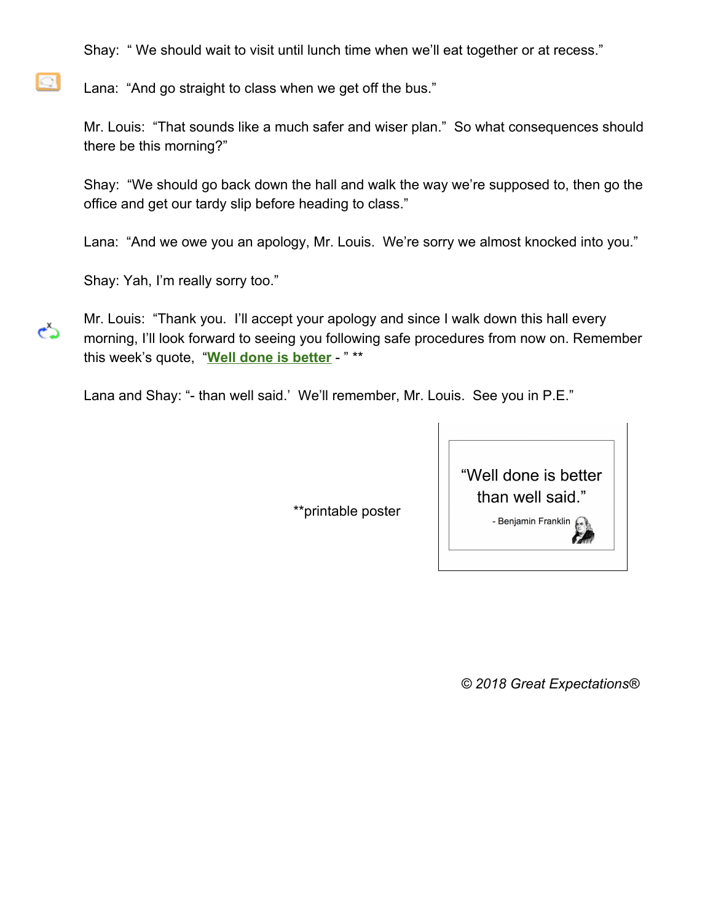Shay: " We should wait to visit until lunch time when we'll eat together or at recess."

Lana: "And go straight to class when we get off the bus."

Mr. Louis: "That sounds like a much safer and wiser plan." So what consequences should there be this morning?"

Shay: "We should go back down the hall and walk the way we're supposed to, then go the office and get our tardy slip before heading to class."

Lana: "And we owe you an apology, Mr. Louis. We're sorry we almost knocked into you."

Shay: Yah, I'm really sorry too."

Mr. Louis: "Thank you. I'll accept your apology and since I walk down this hall every morning, I'll look forward to seeing you following safe procedures from now on. Remember this week's quote, "**Well done is better** - " **

Lana and Shay: "- than well said.' We'll remember, Mr. Louis. See you in P.E."

**printable poster

"Well done is better than well said."

- Benjamin Franklin

*© 2018 Great Expectations®*